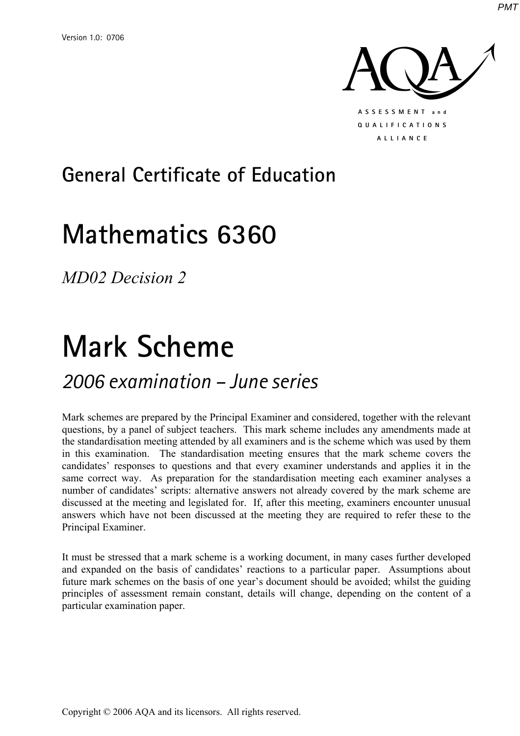Version 1.0: 0706

AQA

ASSESSMENT and QUALIFICATIONS ALLIANCE

# General Certificate of Education

# Mathematics 6360

*MD02 Decision 2*

# Mark Scheme

## *2006 examination – June series*

Mark schemes are prepared by the Principal Examiner and considered, together with the relevant questions, by a panel of subject teachers. This mark scheme includes any amendments made at the standardisation meeting attended by all examiners and is the scheme which was used by them in this examination. The standardisation meeting ensures that the mark scheme covers the candidates' responses to questions and that every examiner understands and applies it in the same correct way. As preparation for the standardisation meeting each examiner analyses a number of candidates' scripts: alternative answers not already covered by the mark scheme are discussed at the meeting and legislated for. If, after this meeting, examiners encounter unusual answers which have not been discussed at the meeting they are required to refer these to the Principal Examiner.

It must be stressed that a mark scheme is a working document, in many cases further developed and expanded on the basis of candidates' reactions to a particular paper. Assumptions about future mark schemes on the basis of one year's document should be avoided; whilst the guiding principles of assessment remain constant, details will change, depending on the content of a particular examination paper.

Copyright © 2006 AQA and its licensors. All rights reserved.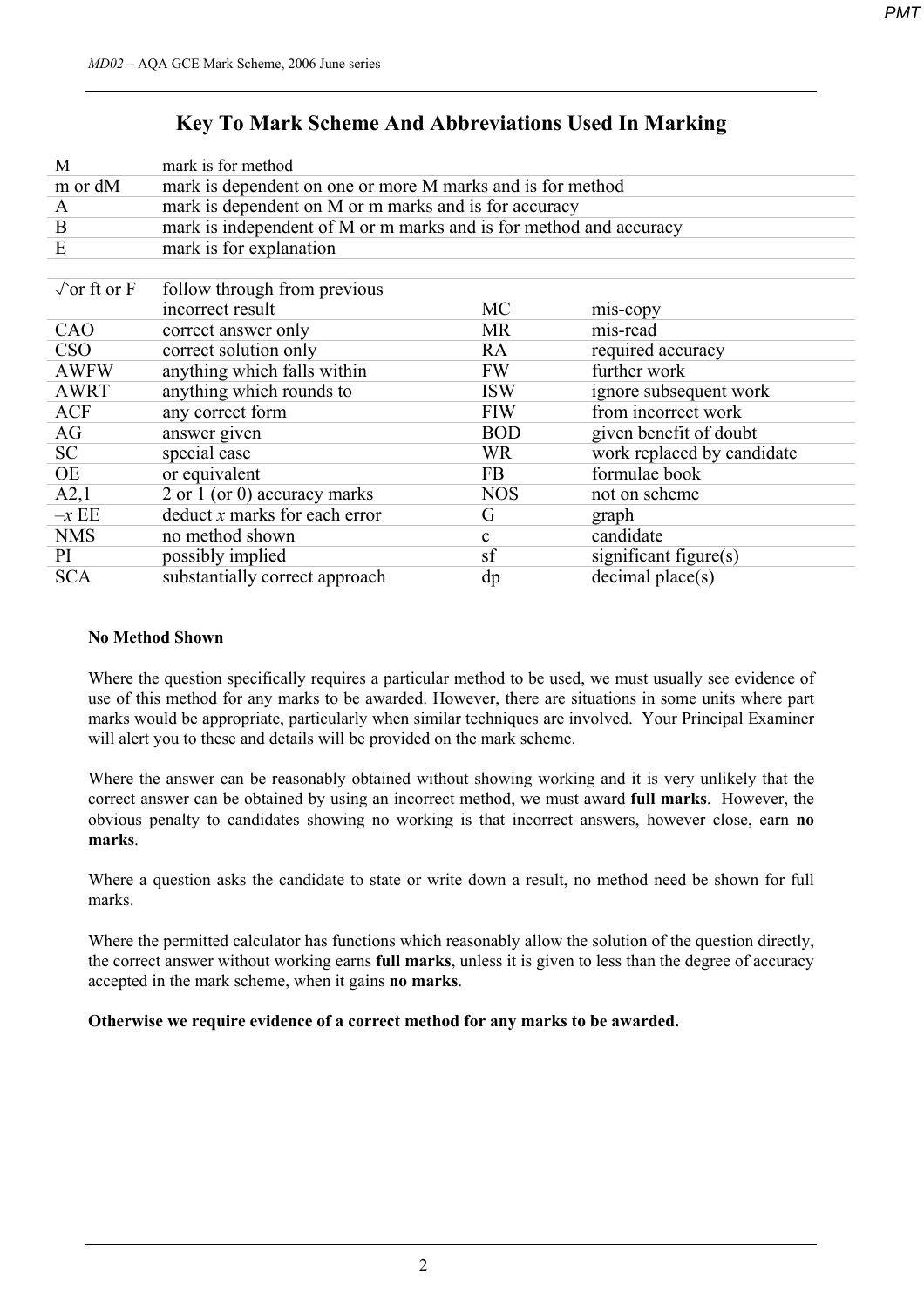# Key To Mark Scheme And Abbreviations Used In Marking

| | |
|---|---|
| M | mark is for method |
| m or dM | mark is dependent on one or more M marks and is for method |
| A | mark is dependent on M or m marks and is for accuracy |
| B | mark is independent of M or m marks and is for method and accuracy |
| E | mark is for explanation |

| | | | |
|---|---|---|---|
| √or ft or F | follow through from previous incorrect result | MC | mis-copy |
| CAO | correct answer only | MR | mis-read |
| CSO | correct solution only | RA | required accuracy |
| AWFW | anything which falls within | FW | further work |
| AWRT | anything which rounds to | ISW | ignore subsequent work |
| ACF | any correct form | FIW | from incorrect work |
| AG | answer given | BOD | given benefit of doubt |
| SC | special case | WR | work replaced by candidate |
| OE | or equivalent | FB | formulae book |
| A2,1 | 2 or 1 (or 0) accuracy marks | NOS | not on scheme |
| –*x* EE | deduct *x* marks for each error | G | graph |
| NMS | no method shown | c | candidate |
| PI | possibly implied | sf | significant figure(s) |
| SCA | substantially correct approach | dp | decimal place(s) |

**No Method Shown**

Where the question specifically requires a particular method to be used, we must usually see evidence of use of this method for any marks to be awarded. However, there are situations in some units where part marks would be appropriate, particularly when similar techniques are involved. Your Principal Examiner will alert you to these and details will be provided on the mark scheme.

Where the answer can be reasonably obtained without showing working and it is very unlikely that the correct answer can be obtained by using an incorrect method, we must award **full marks**. However, the obvious penalty to candidates showing no working is that incorrect answers, however close, earn **no marks**.

Where a question asks the candidate to state or write down a result, no method need be shown for full marks.

Where the permitted calculator has functions which reasonably allow the solution of the question directly, the correct answer without working earns **full marks**, unless it is given to less than the degree of accuracy accepted in the mark scheme, when it gains **no marks**.

**Otherwise we require evidence of a correct method for any marks to be awarded.**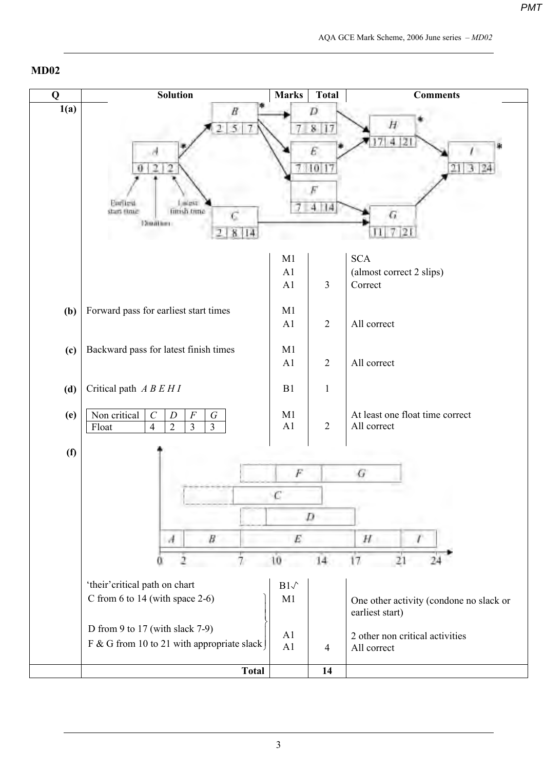## MD02

| Q | Solution | Marks | Total | Comments |
|---|---|---|---|---|
| 1(a) | | M1 | | SCA |
| | | A1 | | (almost correct 2 slips) |
| | | A1 | 3 | Correct |
| (b) | Forward pass for earliest start times | M1 | | |
| | | A1 | 2 | All correct |
| (c) | Backward pass for latest finish times | M1 | | |
| | | A1 | 2 | All correct |
| (d) | Critical path *A B E H I* | B1 | 1 | |
| (e) | Non critical: *C*, *D*, *F*, *G*; Float: 4, 2, 3, 3 | M1 | | At least one float time correct |
| | | A1 | 2 | All correct |
| (f) | 'their' critical path on chart | B1√ | | |
| | C from 6 to 14 (with space 2-6) | M1 | | One other activity (condone no slack or earliest start) |
| | D from 9 to 17 (with slack 7-9) | A1 | | 2 other non critical activities |
| | F & G from 10 to 21 with appropriate slack | A1 | 4 | All correct |
| | **Total** | | **14** | |

(e)

| Non critical | *C* | *D* | *F* | *G* |
|---|---|---|---|---|
| Float | 4 | 2 | 3 | 3 |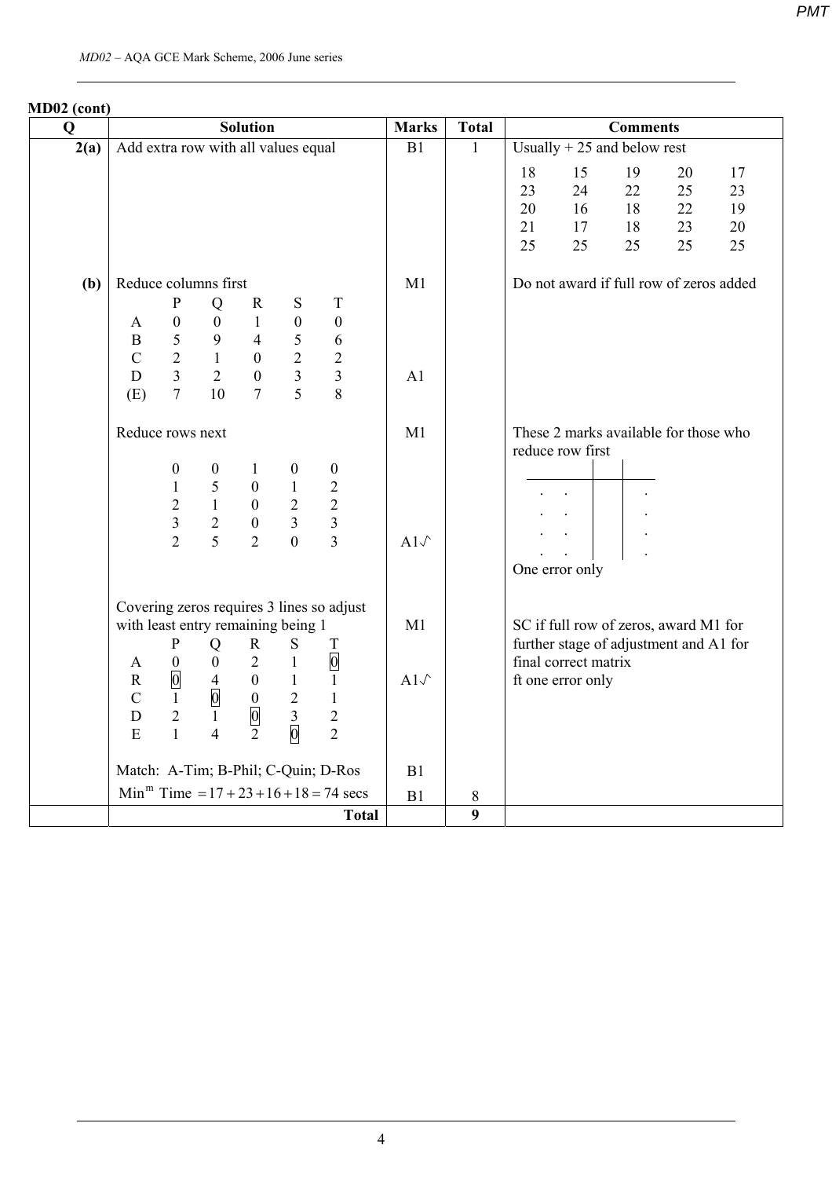**MD02 (cont)**

| Q | Solution | Marks | Total | Comments |
|---|---|---|---|---|
| 2(a) | Add extra row with all values equal | B1 | 1 | Usually + 25 and below rest<br>18 15 19 20 17<br>23 24 22 25 23<br>20 16 18 22 19<br>21 17 18 23 20<br>25 25 25 25 25 |
| (b) | Reduce columns first<br>&nbsp;&nbsp;&nbsp;&nbsp;P Q R S T<br>A 0 0 1 0 0<br>B 5 9 4 5 6<br>C 2 1 0 2 2<br>D 3 2 0 3 3<br>(E) 7 10 7 5 8 | M1<br><br><br><br><br>A1 | | Do not award if full row of zeros added |
| | Reduce rows next<br>0 0 1 0 0<br>1 5 0 1 2<br>2 1 0 2 2<br>3 2 0 3 3<br>2 5 2 0 3 | M1<br><br><br><br><br>A1√ | | These 2 marks available for those who reduce row first<br>One error only |
| | Covering zeros requires 3 lines so adjust with least entry remaining being 1<br>&nbsp;&nbsp;&nbsp;&nbsp;P Q R S T<br>A 0 0 2 1 [0]<br>R [0] 4 0 1 1<br>C 1 [0] 0 2 1<br>D 2 1 [0] 3 2<br>E 1 4 2 [0] 2 | M1<br><br>A1√ | | SC if full row of zeros, award M1 for further stage of adjustment and A1 for final correct matrix<br>ft one error only |
| | Match: A-Tim; B-Phil; C-Quin; D-Ros | B1 | | |
| | $\text{Min}^{\text{m}}$ Time $= 17 + 23 + 16 + 18 = 74$ secs | B1 | 8 | |
| | **Total** | | **9** | |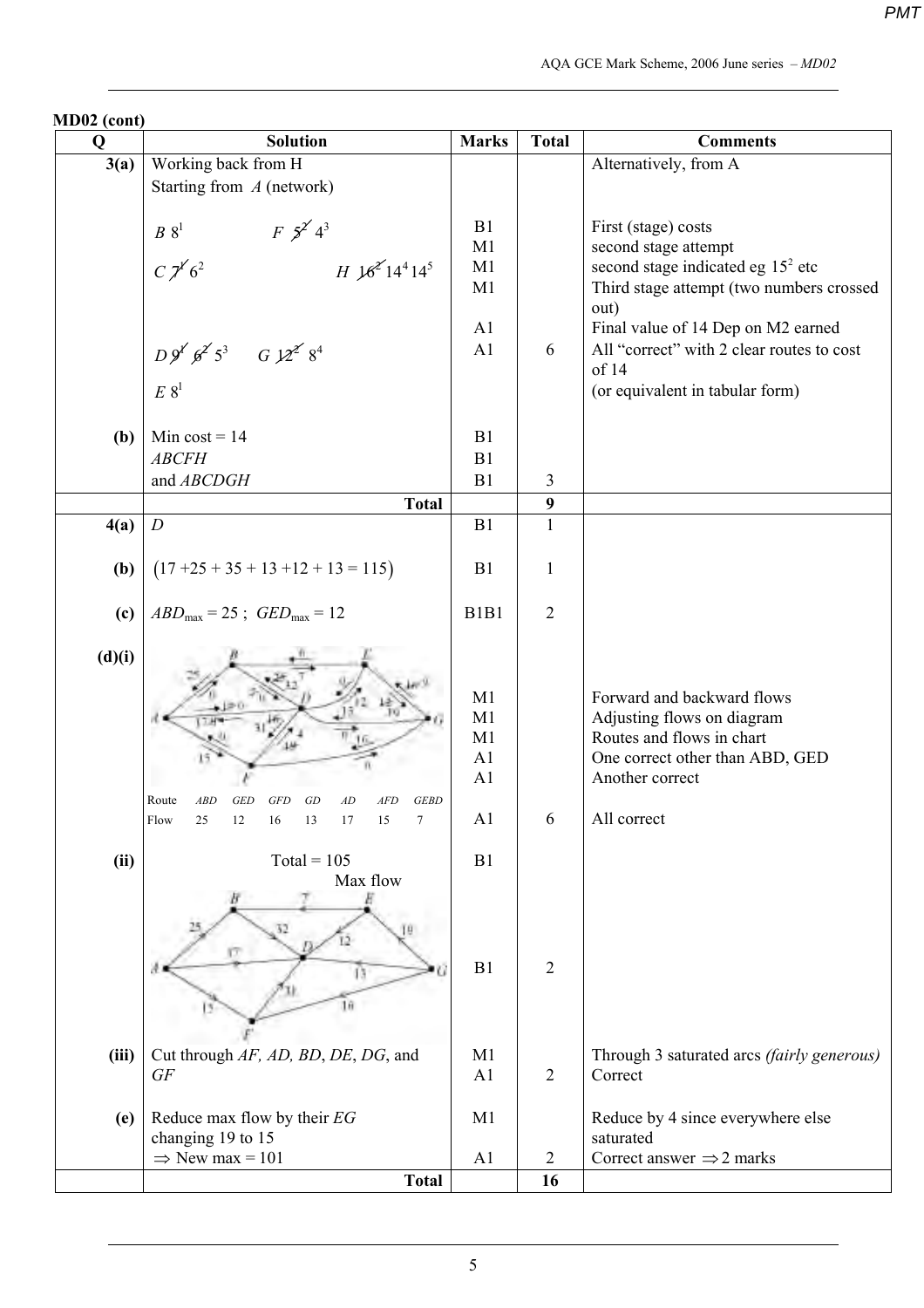MD02 (cont)

| Q | Solution | Marks | Total | Comments |
|---|---|---|---|---|
| 3(a) | Working back from H<br>Starting from *A* (network)<br><br>*B* $8^1$ &nbsp;&nbsp;&nbsp; *F* ~~$5^2$~~ $4^3$<br>*C* ~~$7^1$~~ $6^2$ &nbsp;&nbsp;&nbsp; *H* ~~$16^2$~~ $14^4$ $14^5$<br><br>*D* ~~$9^1$~~ ~~$6^2$~~ $5^3$ &nbsp;&nbsp;&nbsp; *G* ~~$12^2$~~ $8^4$<br>*E* $8^1$ | B1<br>M1<br>M1<br>M1<br><br>A1<br>A1 | 6 | Alternatively, from A<br><br>First (stage) costs<br>second stage attempt<br>second stage indicated eg $15^2$ etc<br>Third stage attempt (two numbers crossed out)<br>Final value of 14 Dep on M2 earned<br>All "correct" with 2 clear routes to cost of 14<br>(or equivalent in tabular form) |
| (b) | Min cost = 14<br>*ABCFH*<br>and *ABCDGH* | B1<br>B1<br>B1 | 3 | |
| | **Total** | | **9** | |
| 4(a) | *D* | B1 | 1 | |
| (b) | (17 +25 + 35 + 13 +12 + 13 = 115) | B1 | 1 | |
| (c) | $ABD_{max}$ = 25 ; $GED_{max}$ = 12 | B1B1 | 2 | |
| (d)(i) | [Network diagram]<br><br>Route: *ABD* *GED* *GFD* *GD* *AD* *AFD* *GEBD*<br>Flow: 25 12 16 13 17 15 7 | M1<br>M1<br>M1<br>A1<br>A1<br><br>A1 | 6 | Forward and backward flows<br>Adjusting flows on diagram<br>Routes and flows in chart<br>One correct other than ABD, GED<br>Another correct<br><br>All correct |
| (ii) | Total = 105<br>Max flow<br>[Network diagram] | B1<br><br>B1 | 2 | |
| (iii) | Cut through *AF, AD, BD*, *DE*, *DG*, and *GF* | M1<br>A1 | 2 | Through 3 saturated arcs *(fairly generous)*<br>Correct |
| (e) | Reduce max flow by their *EG* changing 19 to 15<br>⇒ New max = 101 | M1<br><br>A1 | 2 | Reduce by 4 since everywhere else saturated<br>Correct answer ⇒ 2 marks |
| | **Total** | | **16** | |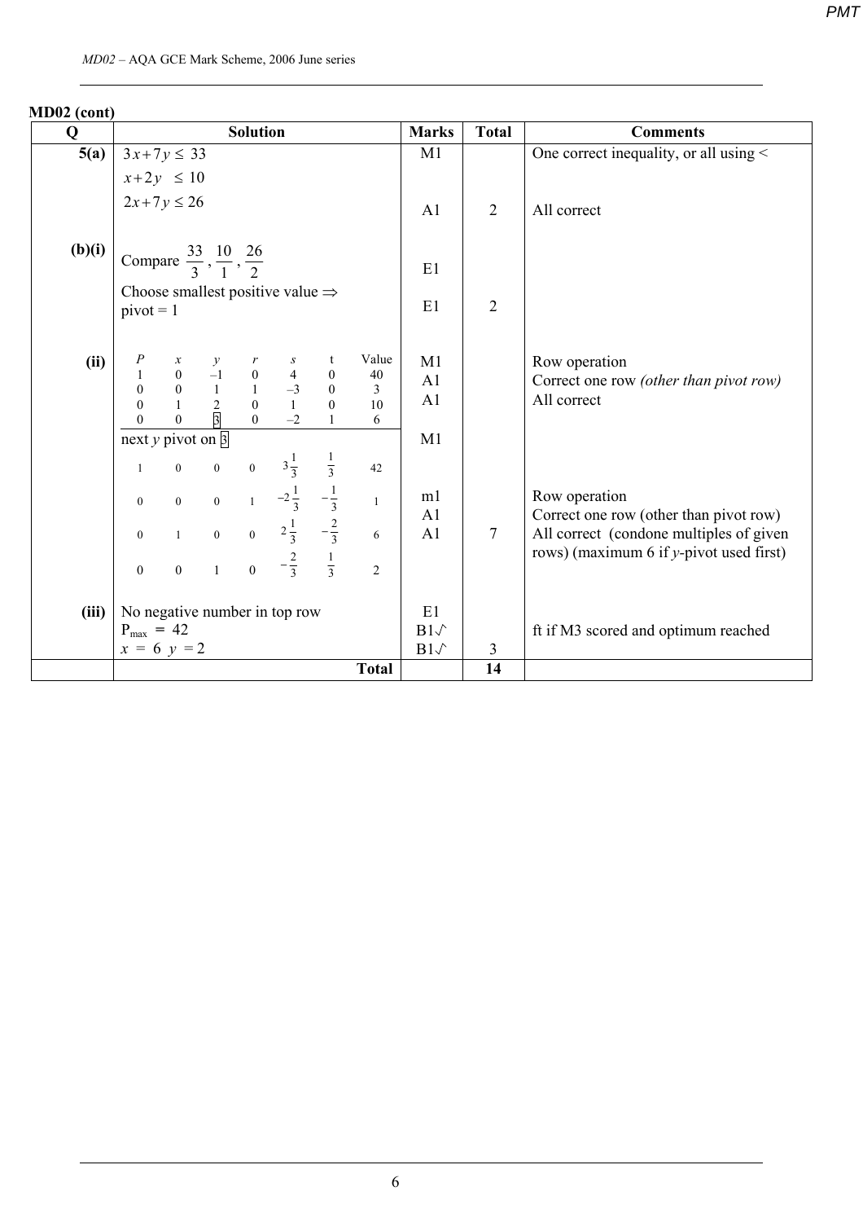**MD02 (cont)**

| Q | Solution | Marks | Total | Comments |
|---|---|---|---|---|
| 5(a) | $3x+7y \le 33$ <br> $x+2y \le 10$ <br> $2x+7y \le 26$ | M1 <br><br> A1 | 2 | One correct inequality, or all using < <br><br> All correct |
| (b)(i) | Compare $\frac{33}{3}$, $\frac{10}{1}$, $\frac{26}{2}$ <br> Choose smallest positive value $\Rightarrow$ pivot = 1 | E1 <br> E1 | 2 | |
| (ii) | $P$ $x$ $y$ $r$ $s$ $t$ Value <br> 1 0 –1 0 4 0 40 <br> 0 0 1 1 –3 0 3 <br> 0 1 2 0 1 0 10 <br> 0 0 [3] 0 –2 1 6 | M1 <br> A1 <br> A1 | | Row operation <br> Correct one row *(other than pivot row)* <br> All correct |
| | next $y$ pivot on [3] | M1 | | |
| | 1 0 0 0 $3\frac{1}{3}$ $\frac{1}{3}$ 42 <br> 0 0 0 1 $-2\frac{1}{3}$ $-\frac{1}{3}$ 1 <br> 0 1 0 0 $2\frac{1}{3}$ $-\frac{2}{3}$ 6 <br> 0 0 1 0 $-\frac{2}{3}$ $\frac{1}{3}$ 2 | m1 <br> A1 <br> A1 | 7 | Row operation <br> Correct one row (other than pivot row) <br> All correct (condone multiples of given rows) (maximum 6 if $y$-pivot used first) |
| (iii) | No negative number in top row <br> $P_{max} = 42$ <br> $x = 6$ $y = 2$ | E1 <br> B1√ <br> B1√ | 3 | <br> ft if M3 scored and optimum reached |
| | **Total** | | **14** | |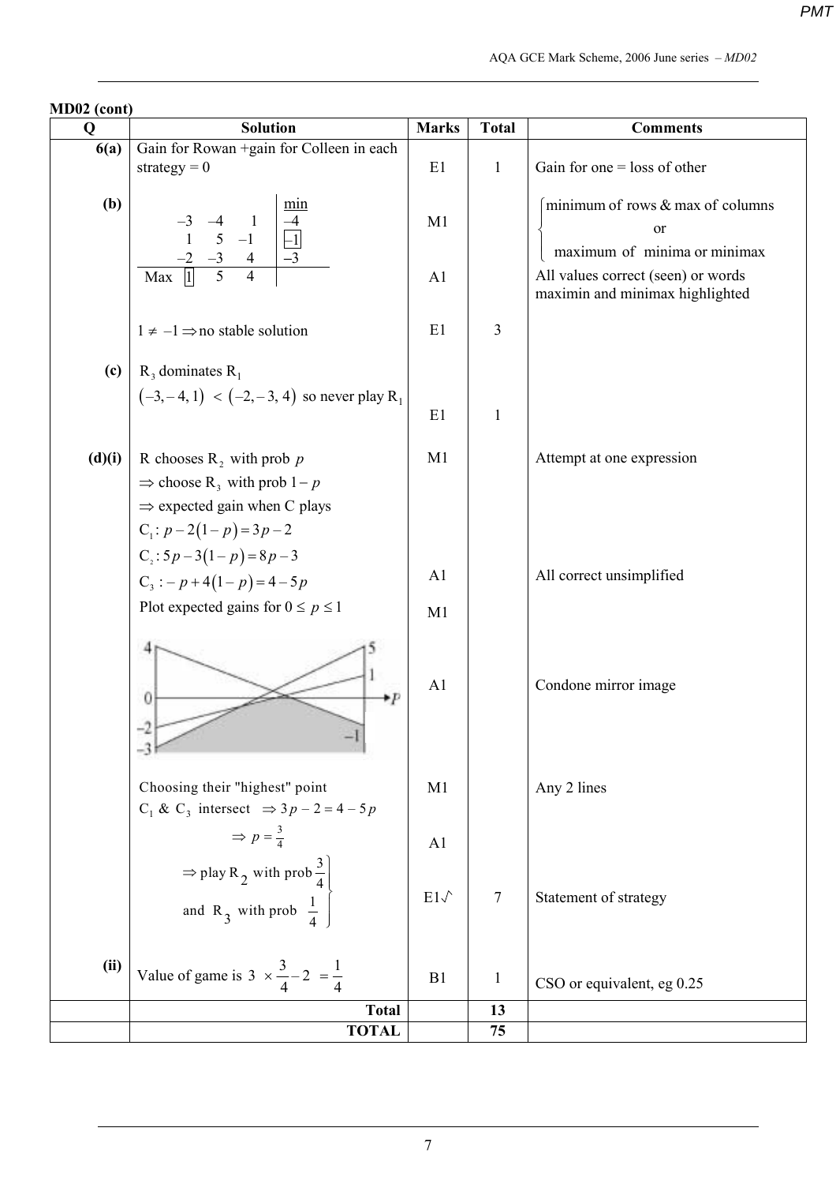**MD02 (cont)**

| Q | Solution | Marks | Total | Comments |
|---|---|---|---|---|
| 6(a) | Gain for Rowan +gain for Colleen in each strategy = 0 | E1 | 1 | Gain for one = loss of other |
| (b) | $-3 \quad -4 \quad 1$ min $-4$; $1 \quad 5 \quad -1$ min $\boxed{-1}$; $-2 \quad -3 \quad 4$ min $-3$; Max $\boxed{1} \quad 5 \quad 4$ | M1 | | minimum of rows & max of columns or maximum of minima or minimax |
| | | A1 | | All values correct (seen) or words maximin and minimax highlighted |
| | $1 \neq -1 \Rightarrow$ no stable solution | E1 | 3 | |
| (c) | $R_3$ dominates $R_1$ $(-3, -4, 1) < (-2, -3, 4)$ so never play $R_1$ | E1 | 1 | |
| (d)(i) | R chooses $R_2$ with prob $p$ | M1 | | Attempt at one expression |
| | $\Rightarrow$ choose $R_3$ with prob $1-p$ $\Rightarrow$ expected gain when C plays | | | |
| | $C_1: p - 2(1-p) = 3p - 2$ | | | |
| | $C_2: 5p - 3(1-p) = 8p - 3$ | | | |
| | $C_3: -p + 4(1-p) = 4 - 5p$ | A1 | | All correct unsimplified |
| | Plot expected gains for $0 \le p \le 1$ | M1 | | |
| | [Graph: axis labels 4, 0, −2, −3, 5, 1, −1, $p$] | A1 | | Condone mirror image |
| | Choosing their "highest" point $C_1$ & $C_3$ intersect $\Rightarrow 3p - 2 = 4 - 5p$ | M1 | | Any 2 lines |
| | $\Rightarrow p = \frac{3}{4}$ | A1 | | |
| | $\Rightarrow$ play $R_2$ with prob $\frac{3}{4}$ and $R_3$ with prob $\frac{1}{4}$ | E1√ | 7 | Statement of strategy |
| (ii) | Value of game is $3 \times \frac{3}{4} - 2 = \frac{1}{4}$ | B1 | 1 | CSO or equivalent, eg 0.25 |
| | **Total** | | 13 | |
| | **TOTAL** | | 75 | |